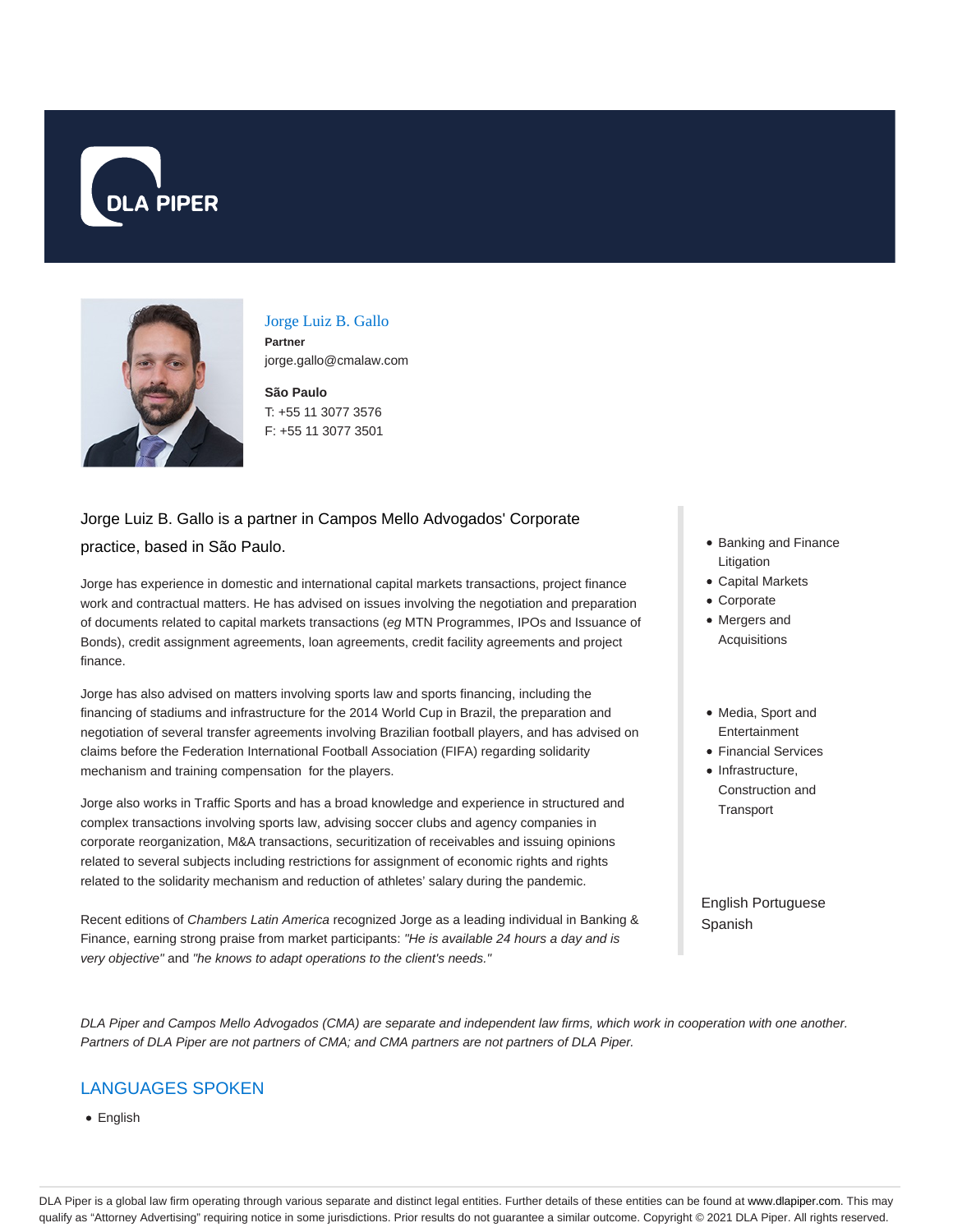DLA PIPER

# Jorge Luiz B. Gallo

**Partner**
jorge.gallo@cmalaw.com

**São Paulo**
T: +55 11 3077 3576
F: +55 11 3077 3501

Jorge Luiz B. Gallo is a partner in Campos Mello Advogados' Corporate practice, based in São Paulo.

Jorge has experience in domestic and international capital markets transactions, project finance work and contractual matters. He has advised on issues involving the negotiation and preparation of documents related to capital markets transactions (*eg* MTN Programmes, IPOs and Issuance of Bonds), credit assignment agreements, loan agreements, credit facility agreements and project finance.

Jorge has also advised on matters involving sports law and sports financing, including the financing of stadiums and infrastructure for the 2014 World Cup in Brazil, the preparation and negotiation of several transfer agreements involving Brazilian football players, and has advised on claims before the Federation International Football Association (FIFA) regarding solidarity mechanism and training compensation for the players.

Jorge also works in Traffic Sports and has a broad knowledge and experience in structured and complex transactions involving sports law, advising soccer clubs and agency companies in corporate reorganization, M&A transactions, securitization of receivables and issuing opinions related to several subjects including restrictions for assignment of economic rights and rights related to the solidarity mechanism and reduction of athletes' salary during the pandemic.

Recent editions of *Chambers Latin America* recognized Jorge as a leading individual in Banking & Finance, earning strong praise from market participants: *"He is available 24 hours a day and is very objective"* and *"he knows to adapt operations to the client's needs."*

- Banking and Finance Litigation
- Capital Markets
- Corporate
- Mergers and Acquisitions

- Media, Sport and Entertainment
- Financial Services
- Infrastructure, Construction and Transport

English Portuguese Spanish

*DLA Piper and Campos Mello Advogados (CMA) are separate and independent law firms, which work in cooperation with one another. Partners of DLA Piper are not partners of CMA; and CMA partners are not partners of DLA Piper.*

## LANGUAGES SPOKEN

- English

DLA Piper is a global law firm operating through various separate and distinct legal entities. Further details of these entities can be found at www.dlapiper.com. This may qualify as "Attorney Advertising" requiring notice in some jurisdictions. Prior results do not guarantee a similar outcome. Copyright © 2021 DLA Piper. All rights reserved.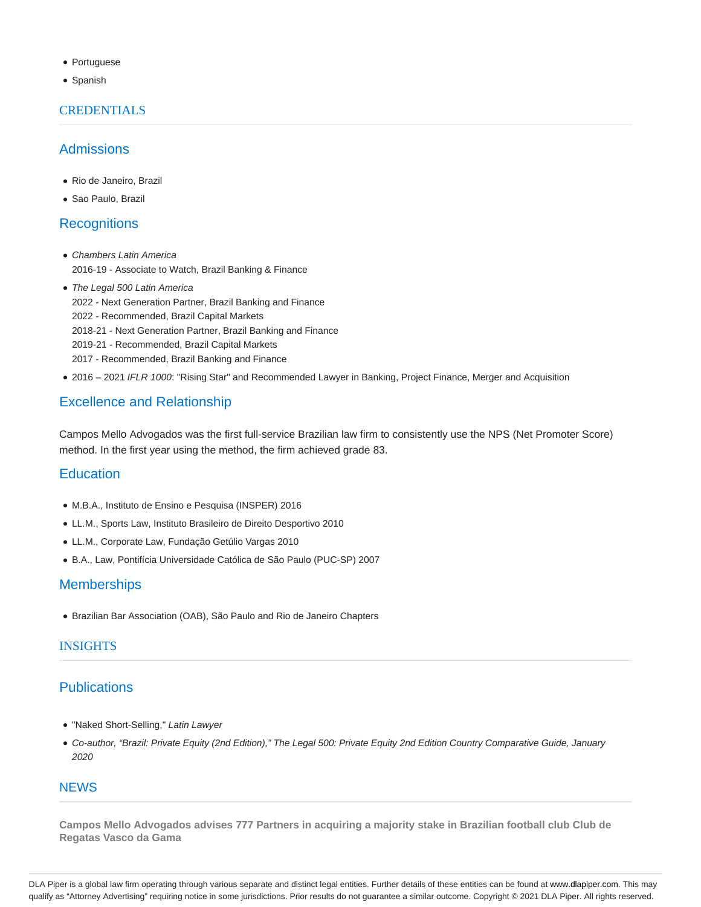- Portuguese
- Spanish

## CREDENTIALS

### Admissions

- Rio de Janeiro, Brazil
- Sao Paulo, Brazil

### Recognitions

- *Chambers Latin America*
  2016-19 - Associate to Watch, Brazil Banking & Finance
- *The Legal 500 Latin America*
  2022 - Next Generation Partner, Brazil Banking and Finance
  2022 - Recommended, Brazil Capital Markets
  2018-21 - Next Generation Partner, Brazil Banking and Finance
  2019-21 - Recommended, Brazil Capital Markets
  2017 - Recommended, Brazil Banking and Finance
- 2016 – 2021 *IFLR 1000*: "Rising Star" and Recommended Lawyer in Banking, Project Finance, Merger and Acquisition

### Excellence and Relationship

Campos Mello Advogados was the first full-service Brazilian law firm to consistently use the NPS (Net Promoter Score) method. In the first year using the method, the firm achieved grade 83.

### Education

- M.B.A., Instituto de Ensino e Pesquisa (INSPER) 2016
- LL.M., Sports Law, Instituto Brasileiro de Direito Desportivo 2010
- LL.M., Corporate Law, Fundação Getúlio Vargas 2010
- B.A., Law, Pontifícia Universidade Católica de São Paulo (PUC-SP) 2007

### Memberships

- Brazilian Bar Association (OAB), São Paulo and Rio de Janeiro Chapters

## INSIGHTS

### Publications

- "Naked Short-Selling," *Latin Lawyer*
- *Co-author, "Brazil: Private Equity (2nd Edition)," The Legal 500: Private Equity 2nd Edition Country Comparative Guide, January 2020*

## NEWS

**Campos Mello Advogados advises 777 Partners in acquiring a majority stake in Brazilian football club Club de Regatas Vasco da Gama**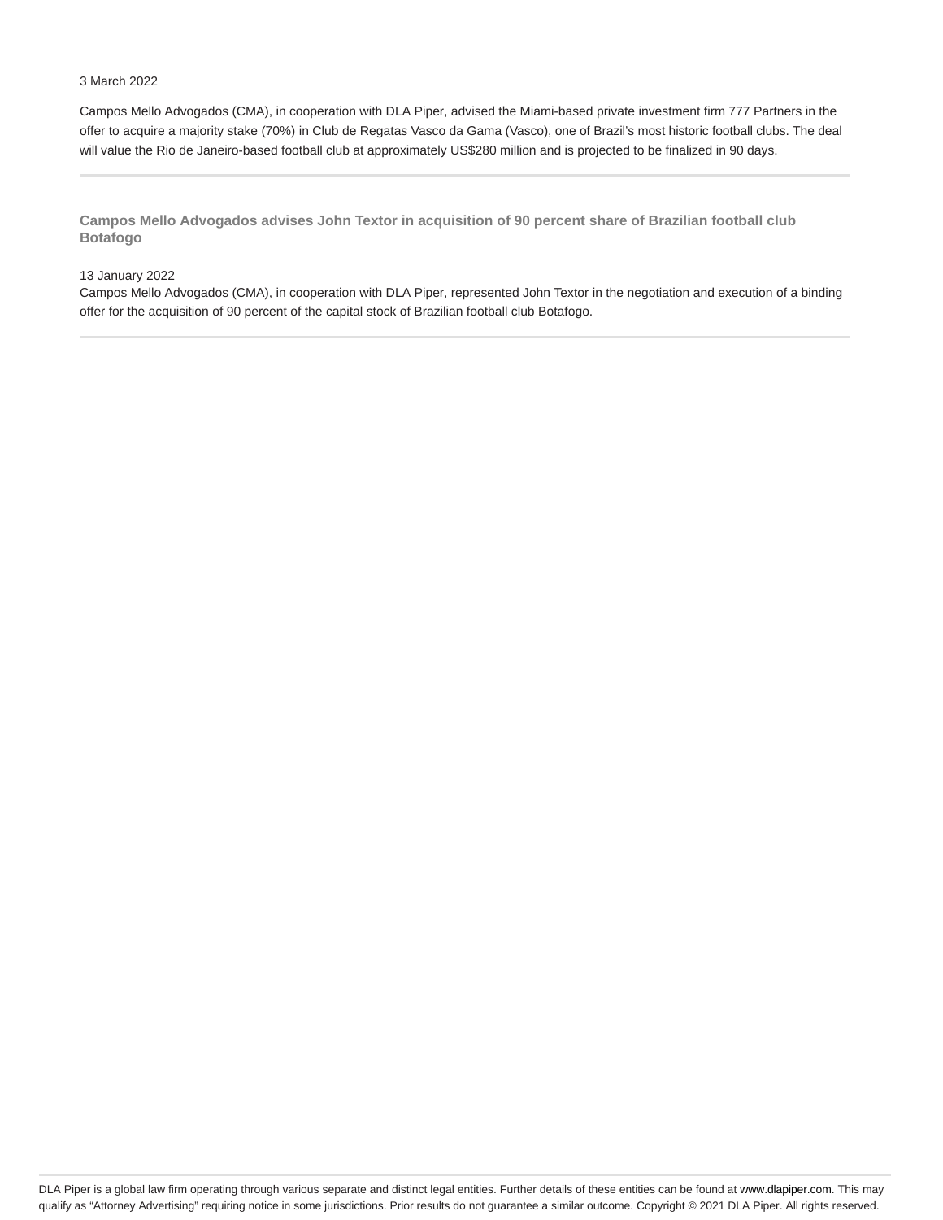3 March 2022

Campos Mello Advogados (CMA), in cooperation with DLA Piper, advised the Miami-based private investment firm 777 Partners in the offer to acquire a majority stake (70%) in Club de Regatas Vasco da Gama (Vasco), one of Brazil's most historic football clubs. The deal will value the Rio de Janeiro-based football club at approximately US$280 million and is projected to be finalized in 90 days.

---

### Campos Mello Advogados advises John Textor in acquisition of 90 percent share of Brazilian football club Botafogo

13 January 2022

Campos Mello Advogados (CMA), in cooperation with DLA Piper, represented John Textor in the negotiation and execution of a binding offer for the acquisition of 90 percent of the capital stock of Brazilian football club Botafogo.

---